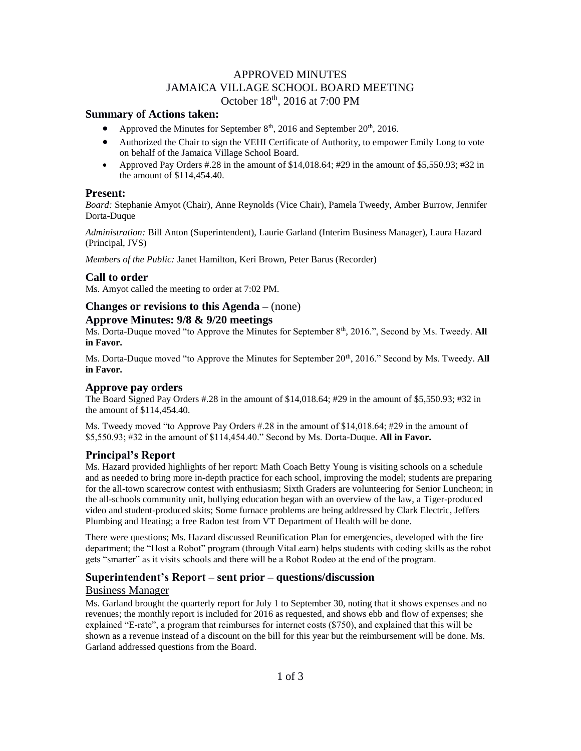# APPROVED MINUTES
# JAMAICA VILLAGE SCHOOL BOARD MEETING
# October 18th, 2016 at 7:00 PM

## Summary of Actions taken:

- Approved the Minutes for September 8th, 2016 and September 20th, 2016.
- Authorized the Chair to sign the VEHI Certificate of Authority, to empower Emily Long to vote on behalf of the Jamaica Village School Board.
- Approved Pay Orders #.28 in the amount of $14,018.64; #29 in the amount of $5,550.93; #32 in the amount of $114,454.40.

## Present:

*Board:* Stephanie Amyot (Chair), Anne Reynolds (Vice Chair), Pamela Tweedy, Amber Burrow, Jennifer Dorta-Duque

*Administration:* Bill Anton (Superintendent), Laurie Garland (Interim Business Manager), Laura Hazard (Principal, JVS)

*Members of the Public:* Janet Hamilton, Keri Brown, Peter Barus (Recorder)

## Call to order

Ms. Amyot called the meeting to order at 7:02 PM.

## Changes or revisions to this Agenda – (none)

## Approve Minutes: 9/8 & 9/20 meetings

Ms. Dorta-Duque moved "to Approve the Minutes for September 8th, 2016.", Second by Ms. Tweedy. **All in Favor.**

Ms. Dorta-Duque moved "to Approve the Minutes for September 20th, 2016." Second by Ms. Tweedy. **All in Favor.**

## Approve pay orders

The Board Signed Pay Orders #.28 in the amount of $14,018.64; #29 in the amount of $5,550.93; #32 in the amount of $114,454.40.

Ms. Tweedy moved "to Approve Pay Orders #.28 in the amount of $14,018.64; #29 in the amount of $5,550.93; #32 in the amount of $114,454.40." Second by Ms. Dorta-Duque. **All in Favor.**

## Principal's Report

Ms. Hazard provided highlights of her report: Math Coach Betty Young is visiting schools on a schedule and as needed to bring more in-depth practice for each school, improving the model; students are preparing for the all-town scarecrow contest with enthusiasm; Sixth Graders are volunteering for Senior Luncheon; in the all-schools community unit, bullying education began with an overview of the law, a Tiger-produced video and student-produced skits; Some furnace problems are being addressed by Clark Electric, Jeffers Plumbing and Heating; a free Radon test from VT Department of Health will be done.

There were questions; Ms. Hazard discussed Reunification Plan for emergencies, developed with the fire department; the "Host a Robot" program (through VitaLearn) helps students with coding skills as the robot gets "smarter" as it visits schools and there will be a Robot Rodeo at the end of the program.

## Superintendent's Report – sent prior – questions/discussion

### Business Manager

Ms. Garland brought the quarterly report for July 1 to September 30, noting that it shows expenses and no revenues; the monthly report is included for 2016 as requested, and shows ebb and flow of expenses; she explained "E-rate", a program that reimburses for internet costs ($750), and explained that this will be shown as a revenue instead of a discount on the bill for this year but the reimbursement will be done. Ms. Garland addressed questions from the Board.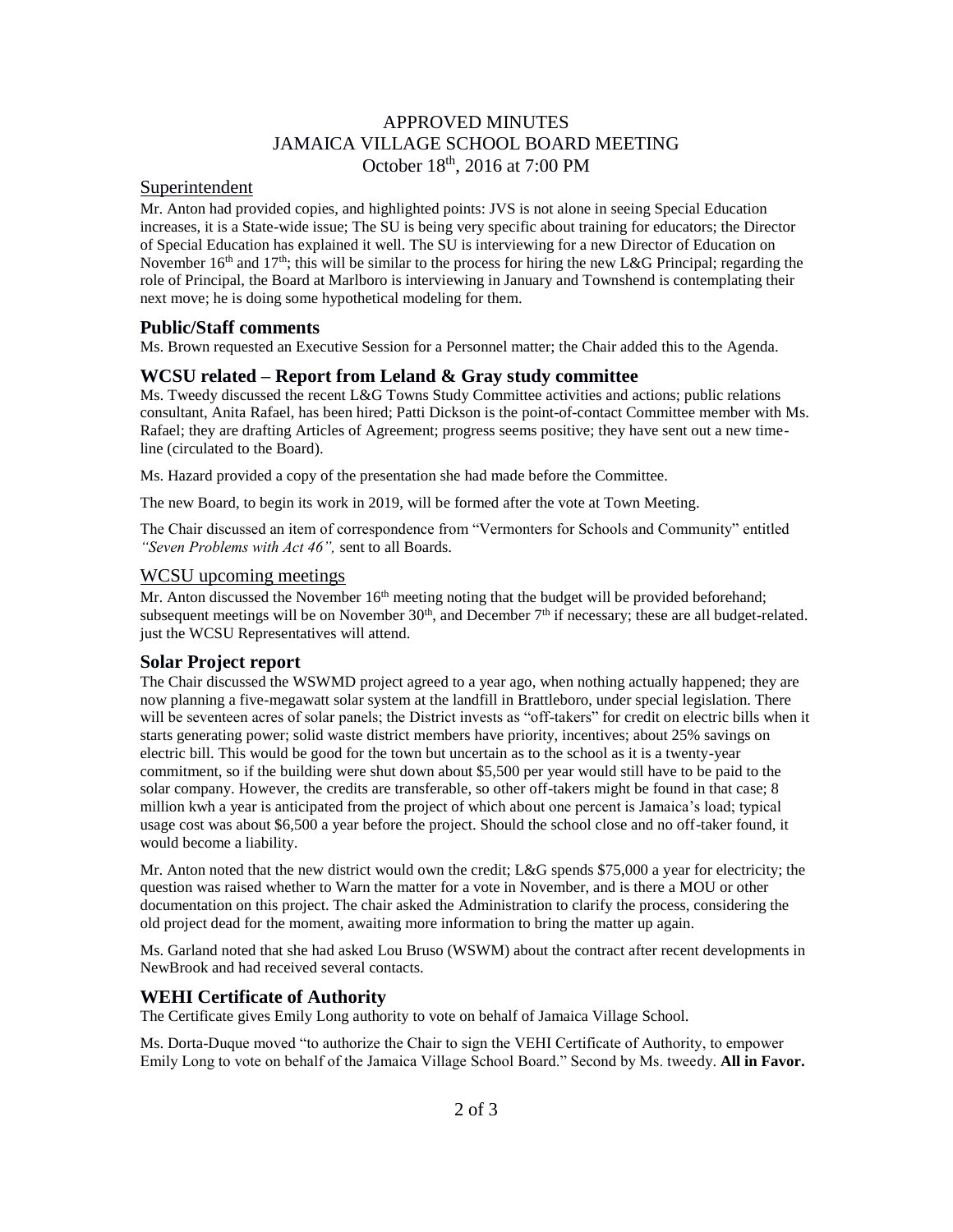# APPROVED MINUTES
# JAMAICA VILLAGE SCHOOL BOARD MEETING
# October 18th, 2016 at 7:00 PM

## Superintendent

Mr. Anton had provided copies, and highlighted points: JVS is not alone in seeing Special Education increases, it is a State-wide issue; The SU is being very specific about training for educators; the Director of Special Education has explained it well. The SU is interviewing for a new Director of Education on November 16th and 17th; this will be similar to the process for hiring the new L&G Principal; regarding the role of Principal, the Board at Marlboro is interviewing in January and Townshend is contemplating their next move; he is doing some hypothetical modeling for them.

## Public/Staff comments

Ms. Brown requested an Executive Session for a Personnel matter; the Chair added this to the Agenda.

## WCSU related – Report from Leland & Gray study committee

Ms. Tweedy discussed the recent L&G Towns Study Committee activities and actions; public relations consultant, Anita Rafael, has been hired; Patti Dickson is the point-of-contact Committee member with Ms. Rafael; they are drafting Articles of Agreement; progress seems positive; they have sent out a new time-line (circulated to the Board).

Ms. Hazard provided a copy of the presentation she had made before the Committee.

The new Board, to begin its work in 2019, will be formed after the vote at Town Meeting.

The Chair discussed an item of correspondence from "Vermonters for Schools and Community" entitled *"Seven Problems with Act 46",* sent to all Boards.

## WCSU upcoming meetings

Mr. Anton discussed the November 16th meeting noting that the budget will be provided beforehand; subsequent meetings will be on November 30th, and December 7th if necessary; these are all budget-related. just the WCSU Representatives will attend.

## Solar Project report

The Chair discussed the WSWMD project agreed to a year ago, when nothing actually happened; they are now planning a five-megawatt solar system at the landfill in Brattleboro, under special legislation. There will be seventeen acres of solar panels; the District invests as "off-takers" for credit on electric bills when it starts generating power; solid waste district members have priority, incentives; about 25% savings on electric bill. This would be good for the town but uncertain as to the school as it is a twenty-year commitment, so if the building were shut down about $5,500 per year would still have to be paid to the solar company. However, the credits are transferable, so other off-takers might be found in that case; 8 million kwh a year is anticipated from the project of which about one percent is Jamaica's load; typical usage cost was about $6,500 a year before the project. Should the school close and no off-taker found, it would become a liability.

Mr. Anton noted that the new district would own the credit; L&G spends $75,000 a year for electricity; the question was raised whether to Warn the matter for a vote in November, and is there a MOU or other documentation on this project. The chair asked the Administration to clarify the process, considering the old project dead for the moment, awaiting more information to bring the matter up again.

Ms. Garland noted that she had asked Lou Bruso (WSWM) about the contract after recent developments in NewBrook and had received several contacts.

## WEHI Certificate of Authority

The Certificate gives Emily Long authority to vote on behalf of Jamaica Village School.

Ms. Dorta-Duque moved "to authorize the Chair to sign the VEHI Certificate of Authority, to empower Emily Long to vote on behalf of the Jamaica Village School Board." Second by Ms. tweedy. **All in Favor.**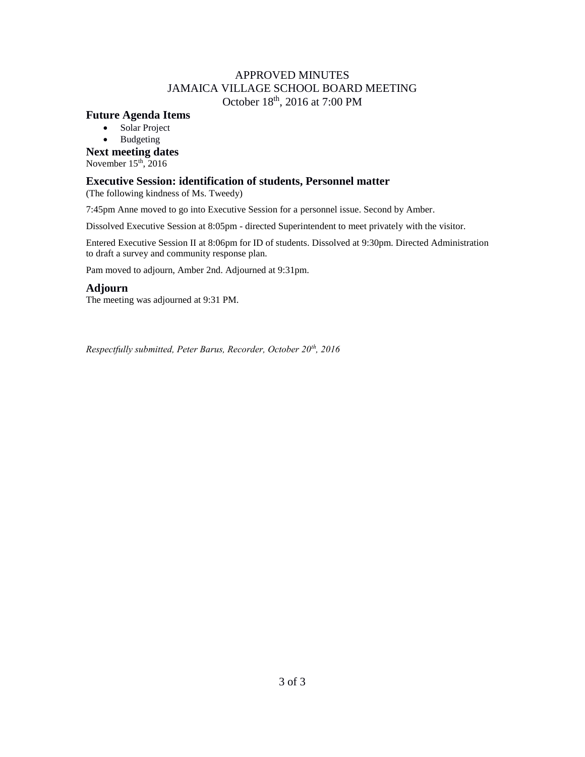APPROVED MINUTES
JAMAICA VILLAGE SCHOOL BOARD MEETING
October 18th, 2016 at 7:00 PM

## Future Agenda Items

- Solar Project
- Budgeting

## Next meeting dates

November 15th, 2016

## Executive Session: identification of students, Personnel matter

(The following kindness of Ms. Tweedy)

7:45pm Anne moved to go into Executive Session for a personnel issue. Second by Amber.

Dissolved Executive Session at 8:05pm - directed Superintendent to meet privately with the visitor.

Entered Executive Session II at 8:06pm for ID of students. Dissolved at 9:30pm. Directed Administration to draft a survey and community response plan.

Pam moved to adjourn, Amber 2nd. Adjourned at 9:31pm.

## Adjourn

The meeting was adjourned at 9:31 PM.

*Respectfully submitted, Peter Barus, Recorder, October 20th, 2016*